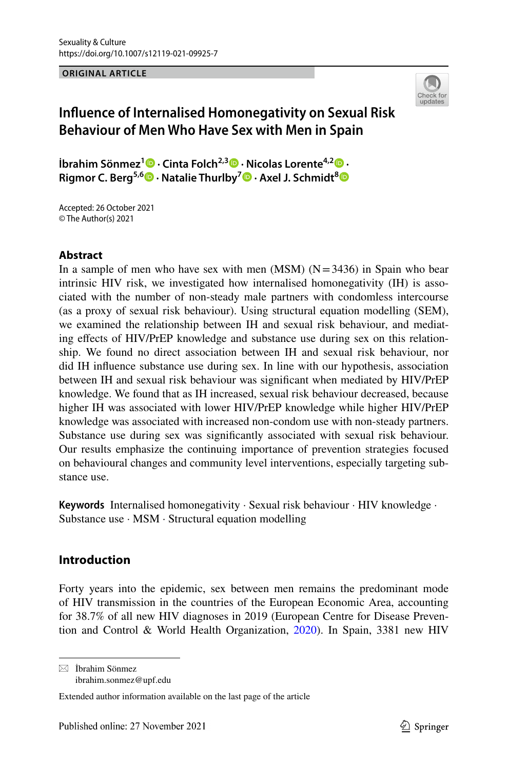ORIGINAL ARTICLE

# Influence of Internalised Homonegativity on Sexual Risk Behaviour of Men Who Have Sex with Men in Spain

**İbrahim Sönmez**[1] · **Cinta Folch**[2,3] · **Nicolas Lorente**[4,2] · **Rigmor C. Berg**[5,6] · **Natalie Thurlby**[7] · **Axel J. Schmidt**[8]

Accepted: 26 October 2021
© The Author(s) 2021

## Abstract

In a sample of men who have sex with men (MSM) (N = 3436) in Spain who bear intrinsic HIV risk, we investigated how internalised homonegativity (IH) is associated with the number of non-steady male partners with condomless intercourse (as a proxy of sexual risk behaviour). Using structural equation modelling (SEM), we examined the relationship between IH and sexual risk behaviour, and mediating effects of HIV/PrEP knowledge and substance use during sex on this relationship. We found no direct association between IH and sexual risk behaviour, nor did IH influence substance use during sex. In line with our hypothesis, association between IH and sexual risk behaviour was significant when mediated by HIV/PrEP knowledge. We found that as IH increased, sexual risk behaviour decreased, because higher IH was associated with lower HIV/PrEP knowledge while higher HIV/PrEP knowledge was associated with increased non-condom use with non-steady partners. Substance use during sex was significantly associated with sexual risk behaviour. Our results emphasize the continuing importance of prevention strategies focused on behavioural changes and community level interventions, especially targeting substance use.

**Keywords** Internalised homonegativity · Sexual risk behaviour · HIV knowledge · Substance use · MSM · Structural equation modelling

## Introduction

Forty years into the epidemic, sex between men remains the predominant mode of HIV transmission in the countries of the European Economic Area, accounting for 38.7% of all new HIV diagnoses in 2019 (European Centre for Disease Prevention and Control & World Health Organization, 2020). In Spain, 3381 new HIV

---

✉ İbrahim Sönmez
ibrahim.sonmez@upf.edu

Extended author information available on the last page of the article

Published online: 27 November 2021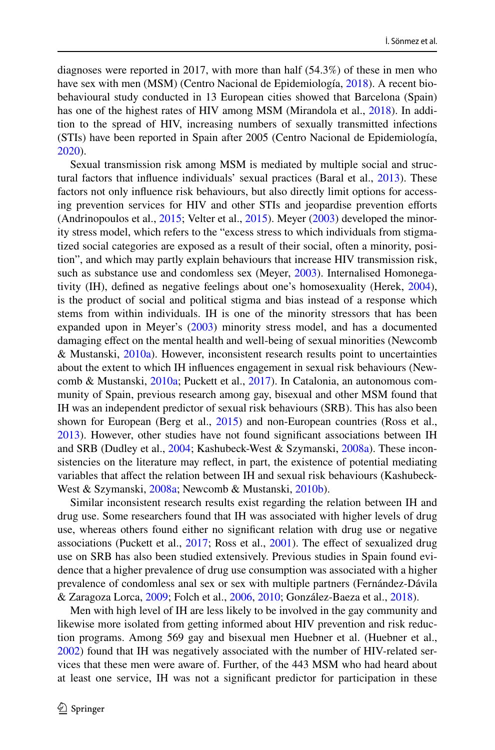diagnoses were reported in 2017, with more than half (54.3%) of these in men who have sex with men (MSM) (Centro Nacional de Epidemiología, 2018). A recent bio-behavioural study conducted in 13 European cities showed that Barcelona (Spain) has one of the highest rates of HIV among MSM (Mirandola et al., 2018). In addition to the spread of HIV, increasing numbers of sexually transmitted infections (STIs) have been reported in Spain after 2005 (Centro Nacional de Epidemiología, 2020).

Sexual transmission risk among MSM is mediated by multiple social and structural factors that influence individuals' sexual practices (Baral et al., 2013). These factors not only influence risk behaviours, but also directly limit options for accessing prevention services for HIV and other STIs and jeopardise prevention efforts (Andrinopoulos et al., 2015; Velter et al., 2015). Meyer (2003) developed the minority stress model, which refers to the "excess stress to which individuals from stigmatized social categories are exposed as a result of their social, often a minority, position", and which may partly explain behaviours that increase HIV transmission risk, such as substance use and condomless sex (Meyer, 2003). Internalised Homonegativity (IH), defined as negative feelings about one's homosexuality (Herek, 2004), is the product of social and political stigma and bias instead of a response which stems from within individuals. IH is one of the minority stressors that has been expanded upon in Meyer's (2003) minority stress model, and has a documented damaging effect on the mental health and well-being of sexual minorities (Newcomb & Mustanski, 2010a). However, inconsistent research results point to uncertainties about the extent to which IH influences engagement in sexual risk behaviours (Newcomb & Mustanski, 2010a; Puckett et al., 2017). In Catalonia, an autonomous community of Spain, previous research among gay, bisexual and other MSM found that IH was an independent predictor of sexual risk behaviours (SRB). This has also been shown for European (Berg et al., 2015) and non-European countries (Ross et al., 2013). However, other studies have not found significant associations between IH and SRB (Dudley et al., 2004; Kashubeck-West & Szymanski, 2008a). These inconsistencies on the literature may reflect, in part, the existence of potential mediating variables that affect the relation between IH and sexual risk behaviours (Kashubeck-West & Szymanski, 2008a; Newcomb & Mustanski, 2010b).

Similar inconsistent research results exist regarding the relation between IH and drug use. Some researchers found that IH was associated with higher levels of drug use, whereas others found either no significant relation with drug use or negative associations (Puckett et al., 2017; Ross et al., 2001). The effect of sexualized drug use on SRB has also been studied extensively. Previous studies in Spain found evidence that a higher prevalence of drug use consumption was associated with a higher prevalence of condomless anal sex or sex with multiple partners (Fernández-Dávila & Zaragoza Lorca, 2009; Folch et al., 2006, 2010; González-Baeza et al., 2018).

Men with high level of IH are less likely to be involved in the gay community and likewise more isolated from getting informed about HIV prevention and risk reduction programs. Among 569 gay and bisexual men Huebner et al. (Huebner et al., 2002) found that IH was negatively associated with the number of HIV-related services that these men were aware of. Further, of the 443 MSM who had heard about at least one service, IH was not a significant predictor for participation in these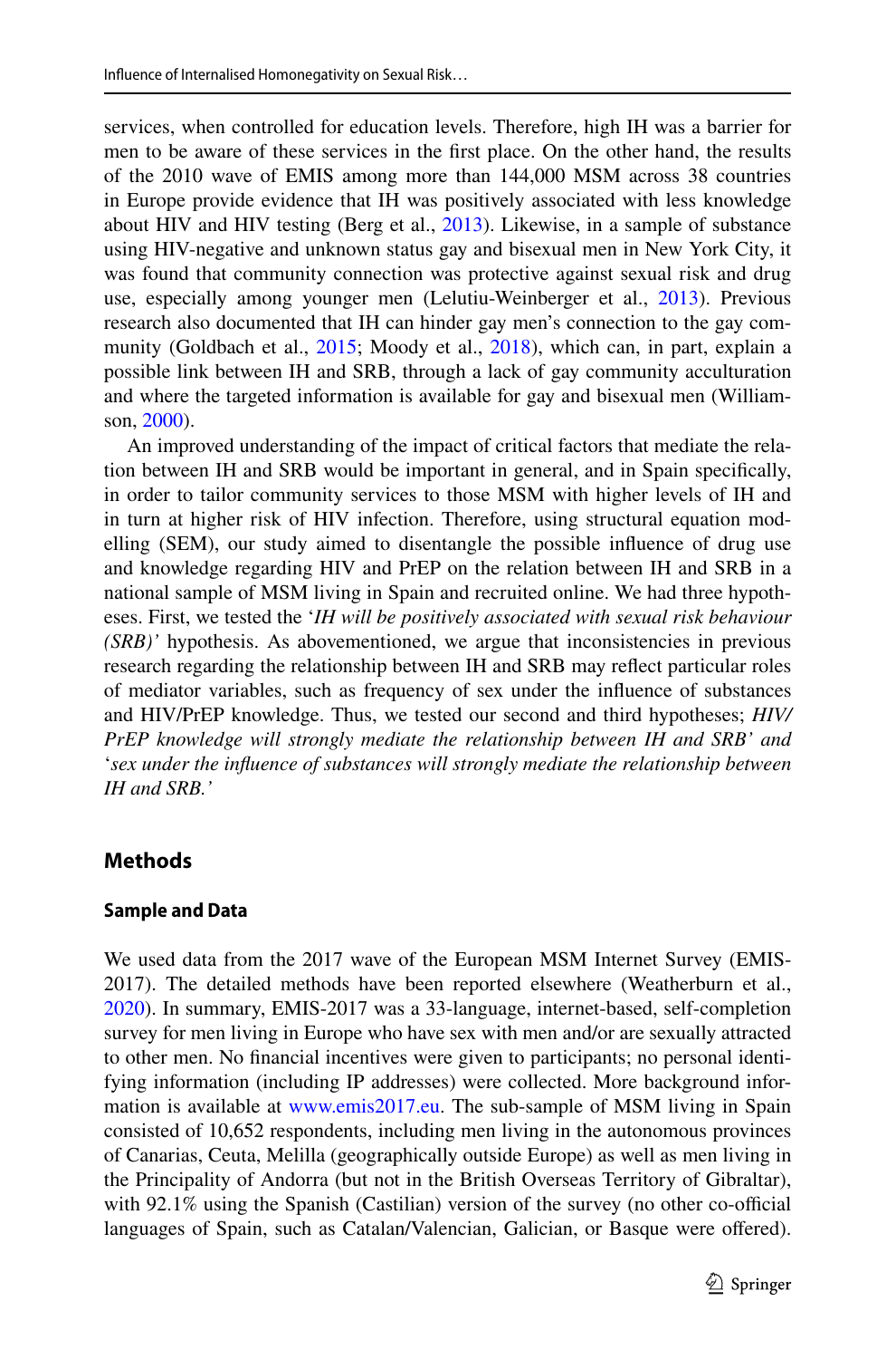services, when controlled for education levels. Therefore, high IH was a barrier for men to be aware of these services in the first place. On the other hand, the results of the 2010 wave of EMIS among more than 144,000 MSM across 38 countries in Europe provide evidence that IH was positively associated with less knowledge about HIV and HIV testing (Berg et al., 2013). Likewise, in a sample of substance using HIV-negative and unknown status gay and bisexual men in New York City, it was found that community connection was protective against sexual risk and drug use, especially among younger men (Lelutiu-Weinberger et al., 2013). Previous research also documented that IH can hinder gay men's connection to the gay community (Goldbach et al., 2015; Moody et al., 2018), which can, in part, explain a possible link between IH and SRB, through a lack of gay community acculturation and where the targeted information is available for gay and bisexual men (Williamson, 2000).

An improved understanding of the impact of critical factors that mediate the relation between IH and SRB would be important in general, and in Spain specifically, in order to tailor community services to those MSM with higher levels of IH and in turn at higher risk of HIV infection. Therefore, using structural equation modelling (SEM), our study aimed to disentangle the possible influence of drug use and knowledge regarding HIV and PrEP on the relation between IH and SRB in a national sample of MSM living in Spain and recruited online. We had three hypotheses. First, we tested the '*IH will be positively associated with sexual risk behaviour (SRB)'* hypothesis. As abovementioned, we argue that inconsistencies in previous research regarding the relationship between IH and SRB may reflect particular roles of mediator variables, such as frequency of sex under the influence of substances and HIV/PrEP knowledge. Thus, we tested our second and third hypotheses; *HIV/PrEP knowledge will strongly mediate the relationship between IH and SRB' and* '*sex under the influence of substances will strongly mediate the relationship between IH and SRB.'*

## Methods

### Sample and Data

We used data from the 2017 wave of the European MSM Internet Survey (EMIS-2017). The detailed methods have been reported elsewhere (Weatherburn et al., 2020). In summary, EMIS-2017 was a 33-language, internet-based, self-completion survey for men living in Europe who have sex with men and/or are sexually attracted to other men. No financial incentives were given to participants; no personal identifying information (including IP addresses) were collected. More background information is available at www.emis2017.eu. The sub-sample of MSM living in Spain consisted of 10,652 respondents, including men living in the autonomous provinces of Canarias, Ceuta, Melilla (geographically outside Europe) as well as men living in the Principality of Andorra (but not in the British Overseas Territory of Gibraltar), with 92.1% using the Spanish (Castilian) version of the survey (no other co-official languages of Spain, such as Catalan/Valencian, Galician, or Basque were offered).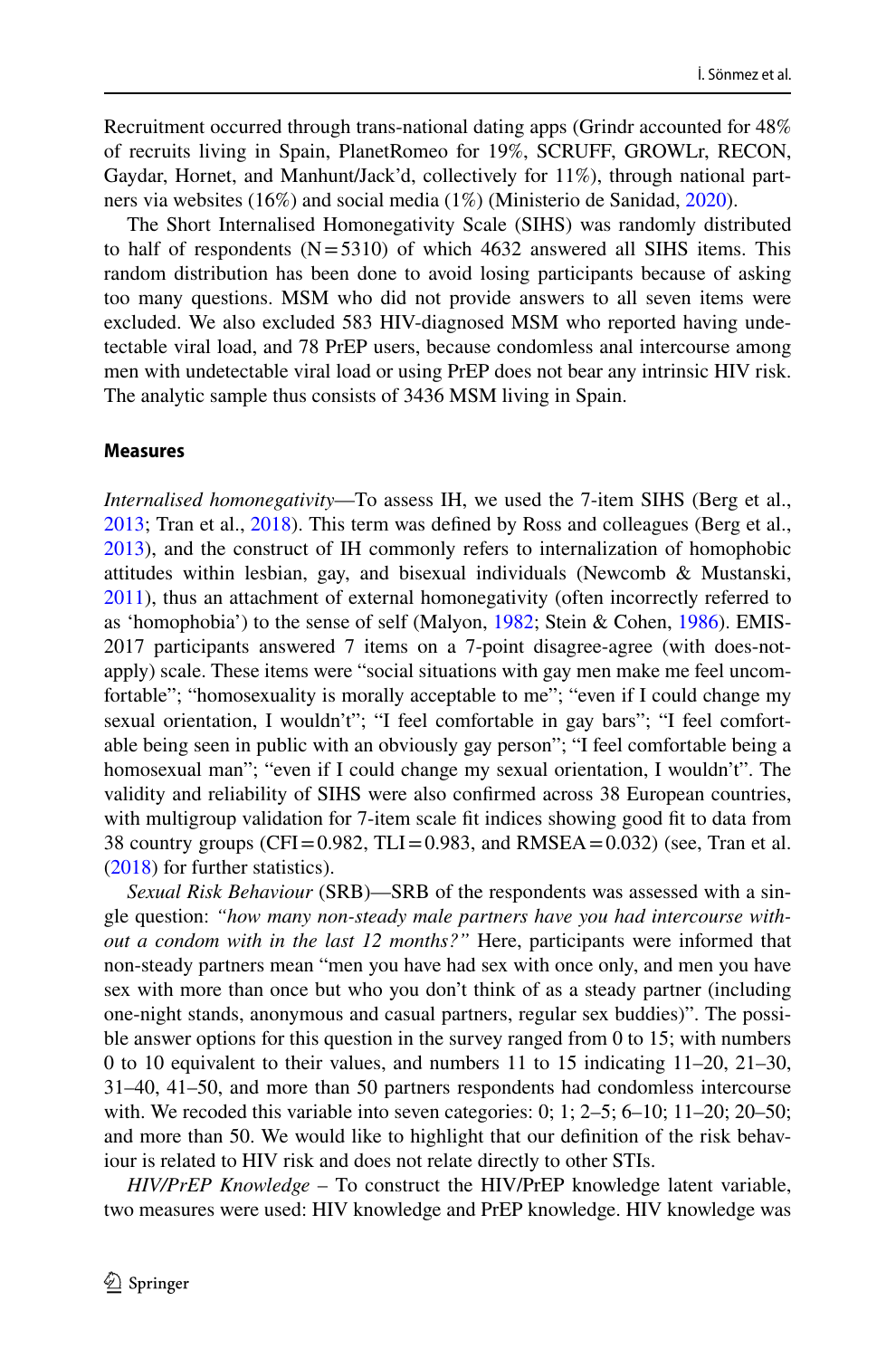Recruitment occurred through trans-national dating apps (Grindr accounted for 48% of recruits living in Spain, PlanetRomeo for 19%, SCRUFF, GROWLr, RECON, Gaydar, Hornet, and Manhunt/Jack'd, collectively for 11%), through national partners via websites (16%) and social media (1%) (Ministerio de Sanidad, 2020).

The Short Internalised Homonegativity Scale (SIHS) was randomly distributed to half of respondents (N = 5310) of which 4632 answered all SIHS items. This random distribution has been done to avoid losing participants because of asking too many questions. MSM who did not provide answers to all seven items were excluded. We also excluded 583 HIV-diagnosed MSM who reported having undetectable viral load, and 78 PrEP users, because condomless anal intercourse among men with undetectable viral load or using PrEP does not bear any intrinsic HIV risk. The analytic sample thus consists of 3436 MSM living in Spain.

### Measures

*Internalised homonegativity*—To assess IH, we used the 7-item SIHS (Berg et al., 2013; Tran et al., 2018). This term was defined by Ross and colleagues (Berg et al., 2013), and the construct of IH commonly refers to internalization of homophobic attitudes within lesbian, gay, and bisexual individuals (Newcomb & Mustanski, 2011), thus an attachment of external homonegativity (often incorrectly referred to as 'homophobia') to the sense of self (Malyon, 1982; Stein & Cohen, 1986). EMIS-2017 participants answered 7 items on a 7-point disagree-agree (with does-not-apply) scale. These items were "social situations with gay men make me feel uncomfortable"; "homosexuality is morally acceptable to me"; "even if I could change my sexual orientation, I wouldn't"; "I feel comfortable in gay bars"; "I feel comfortable being seen in public with an obviously gay person"; "I feel comfortable being a homosexual man"; "even if I could change my sexual orientation, I wouldn't". The validity and reliability of SIHS were also confirmed across 38 European countries, with multigroup validation for 7-item scale fit indices showing good fit to data from 38 country groups (CFI = 0.982, TLI = 0.983, and RMSEA = 0.032) (see, Tran et al. (2018) for further statistics).

*Sexual Risk Behaviour* (SRB)—SRB of the respondents was assessed with a single question: *"how many non-steady male partners have you had intercourse without a condom with in the last 12 months?"* Here, participants were informed that non-steady partners mean "men you have had sex with once only, and men you have sex with more than once but who you don't think of as a steady partner (including one-night stands, anonymous and casual partners, regular sex buddies)". The possible answer options for this question in the survey ranged from 0 to 15; with numbers 0 to 10 equivalent to their values, and numbers 11 to 15 indicating 11–20, 21–30, 31–40, 41–50, and more than 50 partners respondents had condomless intercourse with. We recoded this variable into seven categories: 0; 1; 2–5; 6–10; 11–20; 20–50; and more than 50. We would like to highlight that our definition of the risk behaviour is related to HIV risk and does not relate directly to other STIs.

*HIV/PrEP Knowledge* – To construct the HIV/PrEP knowledge latent variable, two measures were used: HIV knowledge and PrEP knowledge. HIV knowledge was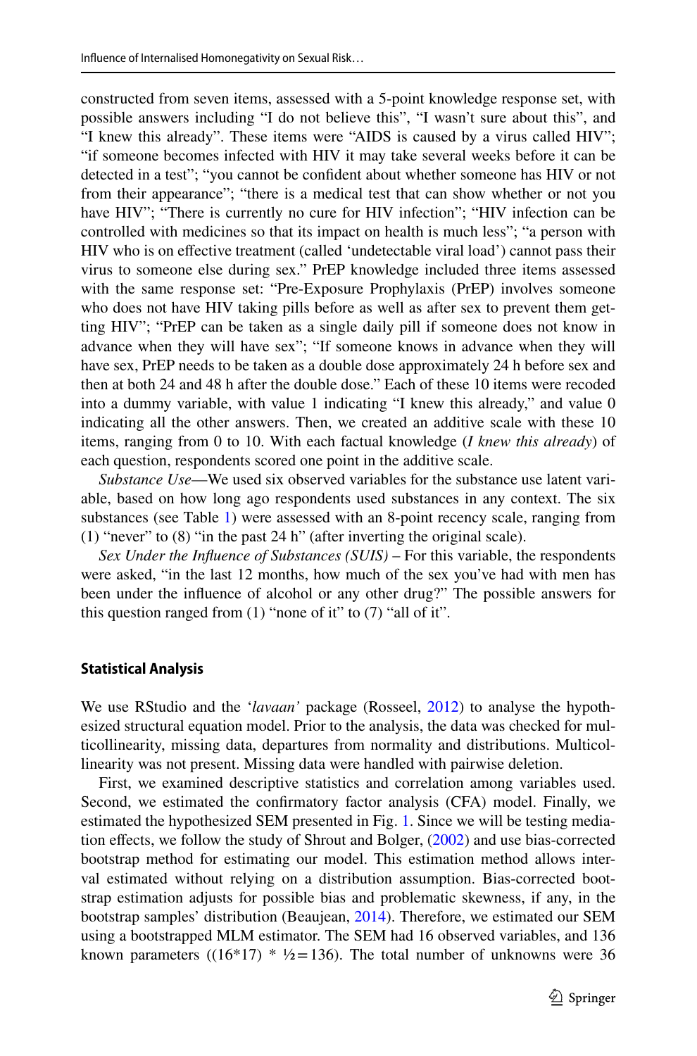constructed from seven items, assessed with a 5-point knowledge response set, with possible answers including "I do not believe this", "I wasn't sure about this", and "I knew this already". These items were "AIDS is caused by a virus called HIV"; "if someone becomes infected with HIV it may take several weeks before it can be detected in a test"; "you cannot be confident about whether someone has HIV or not from their appearance"; "there is a medical test that can show whether or not you have HIV"; "There is currently no cure for HIV infection"; "HIV infection can be controlled with medicines so that its impact on health is much less"; "a person with HIV who is on effective treatment (called 'undetectable viral load') cannot pass their virus to someone else during sex." PrEP knowledge included three items assessed with the same response set: "Pre-Exposure Prophylaxis (PrEP) involves someone who does not have HIV taking pills before as well as after sex to prevent them getting HIV"; "PrEP can be taken as a single daily pill if someone does not know in advance when they will have sex"; "If someone knows in advance when they will have sex, PrEP needs to be taken as a double dose approximately 24 h before sex and then at both 24 and 48 h after the double dose." Each of these 10 items were recoded into a dummy variable, with value 1 indicating "I knew this already," and value 0 indicating all the other answers. Then, we created an additive scale with these 10 items, ranging from 0 to 10. With each factual knowledge (*I knew this already*) of each question, respondents scored one point in the additive scale.

*Substance Use*—We used six observed variables for the substance use latent variable, based on how long ago respondents used substances in any context. The six substances (see Table 1) were assessed with an 8-point recency scale, ranging from (1) "never" to (8) "in the past 24 h" (after inverting the original scale).

*Sex Under the Influence of Substances (SUIS)* – For this variable, the respondents were asked, "in the last 12 months, how much of the sex you've had with men has been under the influence of alcohol or any other drug?" The possible answers for this question ranged from (1) "none of it" to (7) "all of it".

## Statistical Analysis

We use RStudio and the '*lavaan*' package (Rosseel, 2012) to analyse the hypothesized structural equation model. Prior to the analysis, the data was checked for multicollinearity, missing data, departures from normality and distributions. Multicollinearity was not present. Missing data were handled with pairwise deletion.

First, we examined descriptive statistics and correlation among variables used. Second, we estimated the confirmatory factor analysis (CFA) model. Finally, we estimated the hypothesized SEM presented in Fig. 1. Since we will be testing mediation effects, we follow the study of Shrout and Bolger, (2002) and use bias-corrected bootstrap method for estimating our model. This estimation method allows interval estimated without relying on a distribution assumption. Bias-corrected bootstrap estimation adjusts for possible bias and problematic skewness, if any, in the bootstrap samples' distribution (Beaujean, 2014). Therefore, we estimated our SEM using a bootstrapped MLM estimator. The SEM had 16 observed variables, and 136 known parameters ($(16*17) * ½ = 136$). The total number of unknowns were 36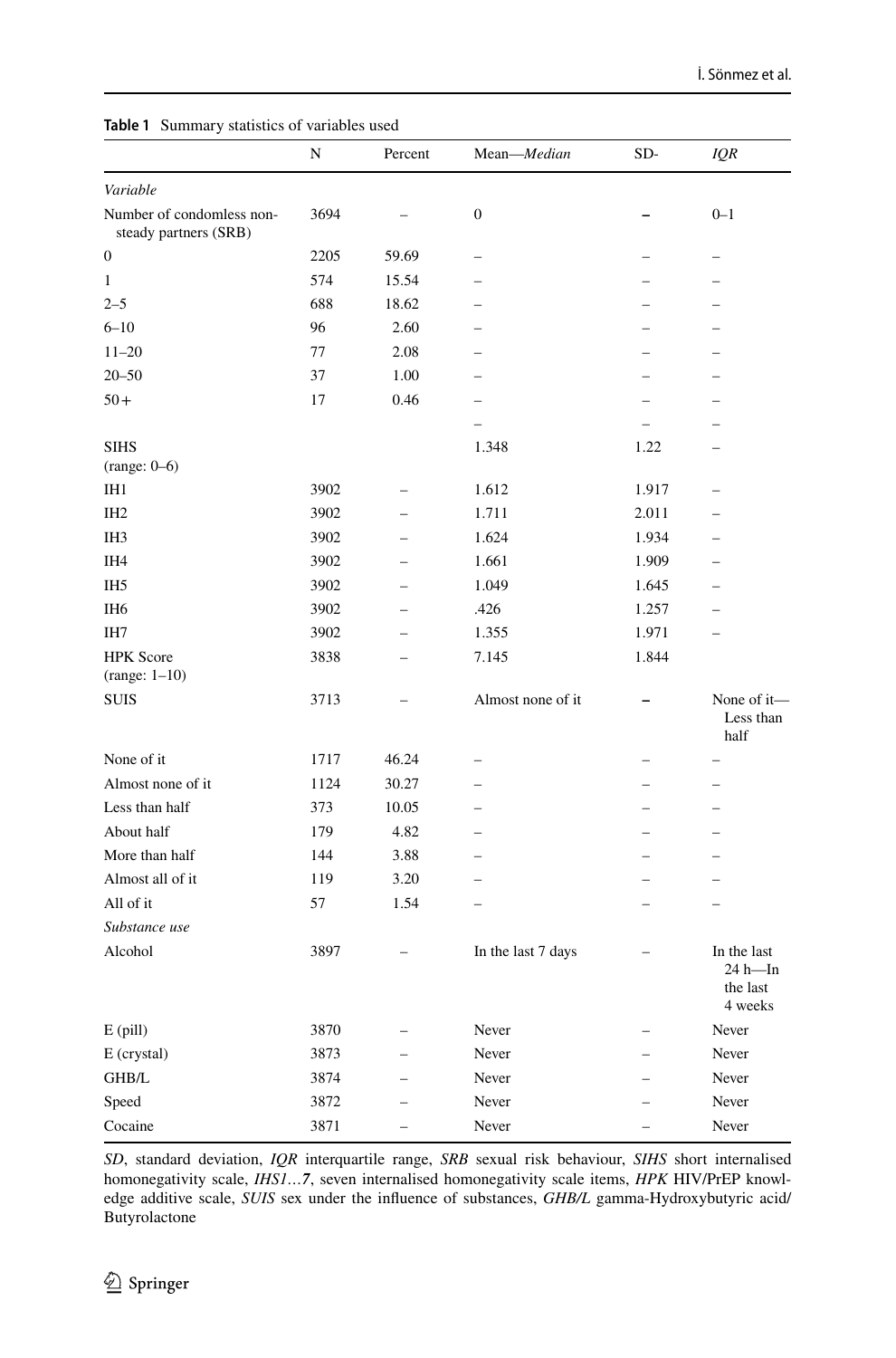**Table 1** Summary statistics of variables used

| | N | Percent | Mean—*Median* | SD- | *IQR* |
|---|---|---|---|---|---|
| *Variable* | | | | | |
| Number of condomless non-steady partners (SRB) | 3694 | – | 0 | – | 0–1 |
| 0 | 2205 | 59.69 | – | – | – |
| 1 | 574 | 15.54 | – | – | – |
| 2–5 | 688 | 18.62 | – | – | – |
| 6–10 | 96 | 2.60 | – | – | – |
| 11–20 | 77 | 2.08 | – | – | – |
| 20–50 | 37 | 1.00 | – | – | – |
| 50+ | 17 | 0.46 | – | – | – |
| | | | – | – | – |
| SIHS (range: 0–6) | | | 1.348 | 1.22 | – |
| IH1 | 3902 | – | 1.612 | 1.917 | – |
| IH2 | 3902 | – | 1.711 | 2.011 | – |
| IH3 | 3902 | – | 1.624 | 1.934 | – |
| IH4 | 3902 | – | 1.661 | 1.909 | – |
| IH5 | 3902 | – | 1.049 | 1.645 | – |
| IH6 | 3902 | – | .426 | 1.257 | – |
| IH7 | 3902 | – | 1.355 | 1.971 | – |
| HPK Score (range: 1–10) | 3838 | – | 7.145 | 1.844 | |
| SUIS | 3713 | – | Almost none of it | – | None of it—Less than half |
| None of it | 1717 | 46.24 | – | – | – |
| Almost none of it | 1124 | 30.27 | – | – | – |
| Less than half | 373 | 10.05 | – | – | – |
| About half | 179 | 4.82 | – | – | – |
| More than half | 144 | 3.88 | – | – | – |
| Almost all of it | 119 | 3.20 | – | – | – |
| All of it | 57 | 1.54 | – | – | – |
| *Substance use* | | | | | |
| Alcohol | 3897 | – | In the last 7 days | – | In the last 24 h—In the last 4 weeks |
| E (pill) | 3870 | – | Never | – | Never |
| E (crystal) | 3873 | – | Never | – | Never |
| GHB/L | 3874 | – | Never | – | Never |
| Speed | 3872 | – | Never | – | Never |
| Cocaine | 3871 | – | Never | – | Never |

*SD*, standard deviation, *IQR* interquartile range, *SRB* sexual risk behaviour, *SIHS* short internalised homonegativity scale, *IHS1…7*, seven internalised homonegativity scale items, *HPK* HIV/PrEP knowledge additive scale, *SUIS* sex under the influence of substances, *GHB/L* gamma-Hydroxybutyric acid/Butyrolactone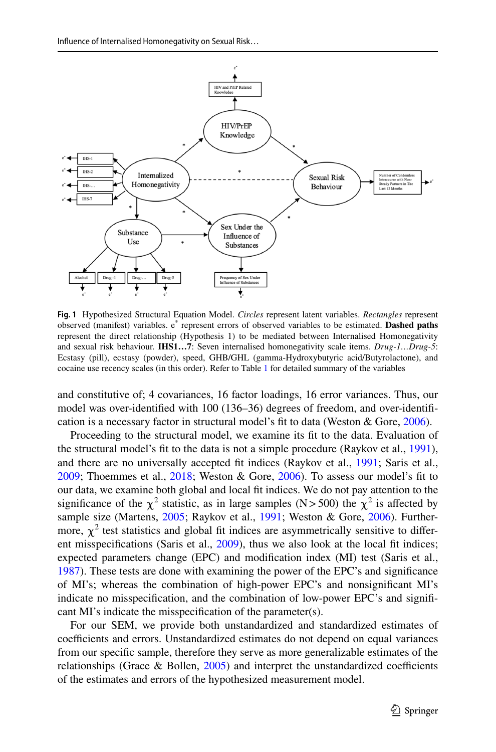**Fig. 1** Hypothesized Structural Equation Model. *Circles* represent latent variables. *Rectangles* represent observed (manifest) variables. e* represent errors of observed variables to be estimated. **Dashed paths** represent the direct relationship (Hypothesis 1) to be mediated between Internalised Homonegativity and sexual risk behaviour. **IHS1…7**: Seven internalised homonegativity scale items. *Drug-1…Drug-5*: Ecstasy (pill), ecstasy (powder), speed, GHB/GHL (gamma-Hydroxybutyric acid/Butyrolactone), and cocaine use recency scales (in this order). Refer to Table 1 for detailed summary of the variables

and constitutive of; 4 covariances, 16 factor loadings, 16 error variances. Thus, our model was over-identified with 100 (136–36) degrees of freedom, and over-identification is a necessary factor in structural model's fit to data (Weston & Gore, 2006).

Proceeding to the structural model, we examine its fit to the data. Evaluation of the structural model's fit to the data is not a simple procedure (Raykov et al., 1991), and there are no universally accepted fit indices (Raykov et al., 1991; Saris et al., 2009; Thoemmes et al., 2018; Weston & Gore, 2006). To assess our model's fit to our data, we examine both global and local fit indices. We do not pay attention to the significance of the $\chi^2$ statistic, as in large samples ($N>500$) the $\chi^2$ is affected by sample size (Martens, 2005; Raykov et al., 1991; Weston & Gore, 2006). Furthermore, $\chi^2$ test statistics and global fit indices are asymmetrically sensitive to different misspecifications (Saris et al., 2009), thus we also look at the local fit indices; expected parameters change (EPC) and modification index (MI) test (Saris et al., 1987). These tests are done with examining the power of the EPC's and significance of MI's; whereas the combination of high-power EPC's and nonsignificant MI's indicate no misspecification, and the combination of low-power EPC's and significant MI's indicate the misspecification of the parameter(s).

For our SEM, we provide both unstandardized and standardized estimates of coefficients and errors. Unstandardized estimates do not depend on equal variances from our specific sample, therefore they serve as more generalizable estimates of the relationships (Grace & Bollen, 2005) and interpret the unstandardized coefficients of the estimates and errors of the hypothesized measurement model.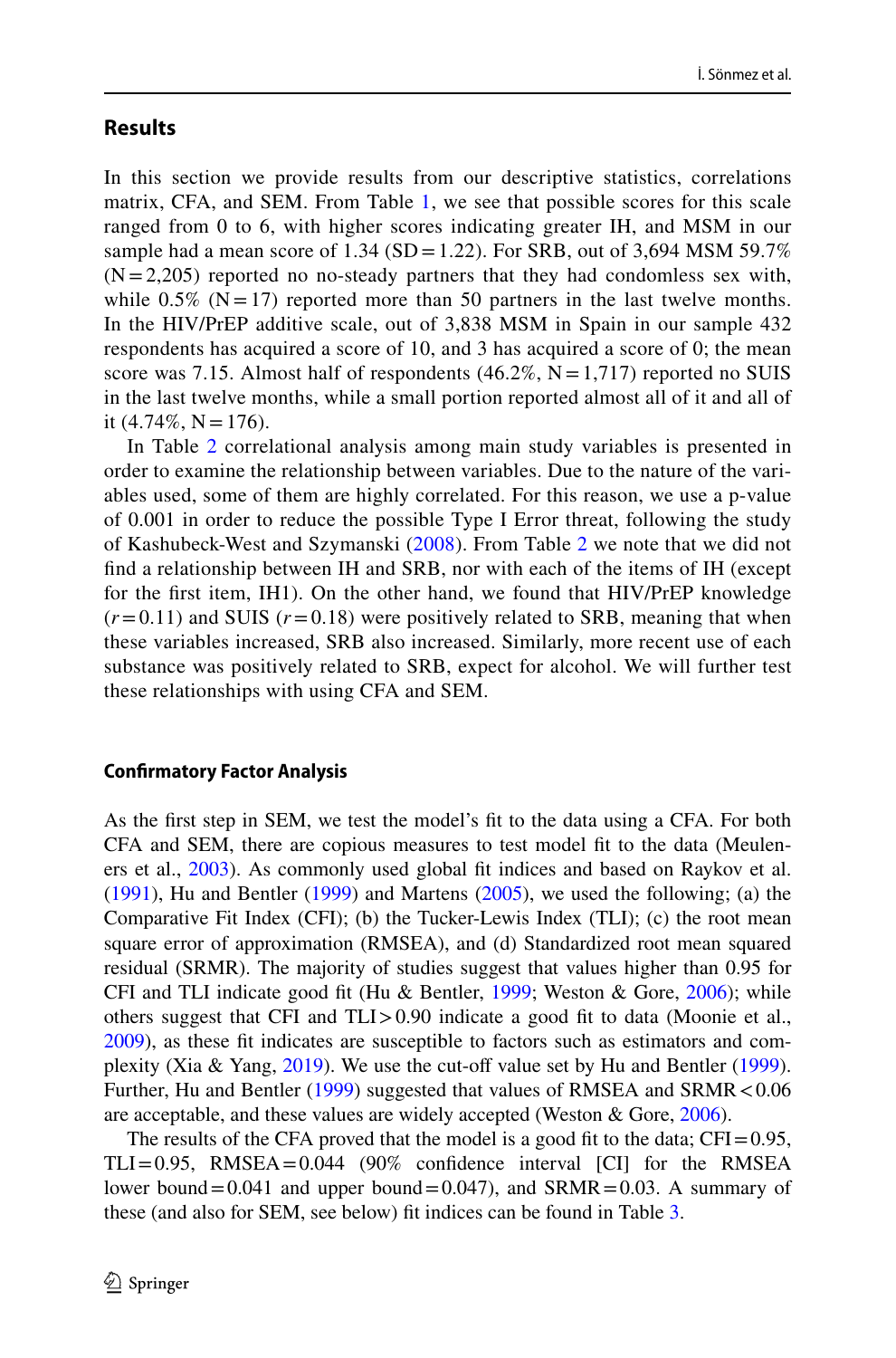## Results

In this section we provide results from our descriptive statistics, correlations matrix, CFA, and SEM. From Table 1, we see that possible scores for this scale ranged from 0 to 6, with higher scores indicating greater IH, and MSM in our sample had a mean score of 1.34 (SD = 1.22). For SRB, out of 3,694 MSM 59.7% (N = 2,205) reported no no-steady partners that they had condomless sex with, while 0.5% (N = 17) reported more than 50 partners in the last twelve months. In the HIV/PrEP additive scale, out of 3,838 MSM in Spain in our sample 432 respondents has acquired a score of 10, and 3 has acquired a score of 0; the mean score was 7.15. Almost half of respondents (46.2%, N = 1,717) reported no SUIS in the last twelve months, while a small portion reported almost all of it and all of it (4.74%, N = 176).

In Table 2 correlational analysis among main study variables is presented in order to examine the relationship between variables. Due to the nature of the variables used, some of them are highly correlated. For this reason, we use a p-value of 0.001 in order to reduce the possible Type I Error threat, following the study of Kashubeck-West and Szymanski (2008). From Table 2 we note that we did not find a relationship between IH and SRB, nor with each of the items of IH (except for the first item, IH1). On the other hand, we found that HIV/PrEP knowledge ($r = 0.11$) and SUIS ($r = 0.18$) were positively related to SRB, meaning that when these variables increased, SRB also increased. Similarly, more recent use of each substance was positively related to SRB, expect for alcohol. We will further test these relationships with using CFA and SEM.

### Confirmatory Factor Analysis

As the first step in SEM, we test the model's fit to the data using a CFA. For both CFA and SEM, there are copious measures to test model fit to the data (Meulenners et al., 2003). As commonly used global fit indices and based on Raykov et al. (1991), Hu and Bentler (1999) and Martens (2005), we used the following; (a) the Comparative Fit Index (CFI); (b) the Tucker-Lewis Index (TLI); (c) the root mean square error of approximation (RMSEA), and (d) Standardized root mean squared residual (SRMR). The majority of studies suggest that values higher than 0.95 for CFI and TLI indicate good fit (Hu & Bentler, 1999; Weston & Gore, 2006); while others suggest that CFI and TLI > 0.90 indicate a good fit to data (Moonie et al., 2009), as these fit indicates are susceptible to factors such as estimators and complexity (Xia & Yang, 2019). We use the cut-off value set by Hu and Bentler (1999). Further, Hu and Bentler (1999) suggested that values of RMSEA and SRMR < 0.06 are acceptable, and these values are widely accepted (Weston & Gore, 2006).

The results of the CFA proved that the model is a good fit to the data; CFI = 0.95, TLI = 0.95, RMSEA = 0.044 (90% confidence interval [CI] for the RMSEA lower bound = 0.041 and upper bound = 0.047), and SRMR = 0.03. A summary of these (and also for SEM, see below) fit indices can be found in Table 3.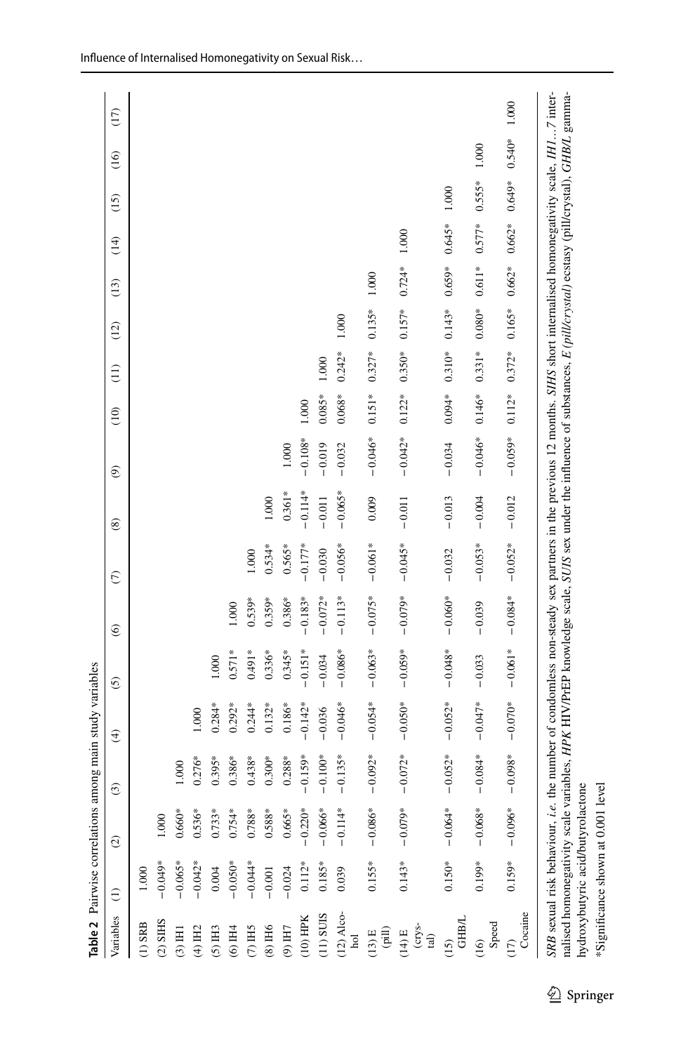**Table 2** Pairwise correlations among main study variables

| Variables | (1) | (2) | (3) | (4) | (5) | (6) | (7) | (8) | (9) | (10) | (11) | (12) | (13) | (14) | (15) | (16) | (17) |
|---|---|---|---|---|---|---|---|---|---|---|---|---|---|---|---|---|---|
| (1) SRB | 1.000 | | | | | | | | | | | | | | | | |
| (2) SIHS | −0.049* | 1.000 | | | | | | | | | | | | | | | |
| (3) IH1 | −0.065* | 0.660* | 1.000 | | | | | | | | | | | | | | |
| (4) IH2 | −0.042* | 0.536* | 0.276* | 1.000 | | | | | | | | | | | | | |
| (5) IH3 | 0.004 | 0.733* | 0.395* | 0.284* | 1.000 | | | | | | | | | | | | |
| (6) IH4 | −0.050* | 0.754* | 0.386* | 0.292* | 0.571* | 1.000 | | | | | | | | | | | |
| (7) IH5 | −0.044* | 0.788* | 0.438* | 0.244* | 0.491* | 0.539* | 1.000 | | | | | | | | | | |
| (8) IH6 | −0.001 | 0.588* | 0.300* | 0.132* | 0.336* | 0.359* | 0.534* | 1.000 | | | | | | | | | |
| (9) IH7 | −0.024 | 0.665* | 0.288* | 0.186* | 0.345* | 0.386* | 0.565* | 0.361* | 1.000 | | | | | | | | |
| (10) HPK | 0.112* | −0.220* | −0.159* | −0.142* | −0.151* | −0.183* | −0.177* | −0.114* | −0.108* | 1.000 | | | | | | | |
| (11) SUIS | 0.185* | −0.066* | −0.100* | −0.036 | −0.034 | −0.072* | −0.030 | −0.011 | −0.019 | 0.085* | 1.000 | | | | | | |
| (12) Alcohol | 0.039 | −0.114* | −0.135* | −0.046* | −0.086* | −0.113* | −0.056* | −0.065* | −0.032 | 0.068* | 0.242* | 1.000 | | | | | |
| (13) E (pill) | 0.155* | −0.086* | −0.092* | −0.054* | −0.063* | −0.075* | −0.061* | 0.009 | −0.046* | 0.151* | 0.327* | 0.135* | 1.000 | | | | |
| (14) E (crystal) | 0.143* | −0.079* | −0.072* | −0.050* | −0.059* | −0.079* | −0.045* | −0.011 | −0.042* | 0.122* | 0.350* | 0.157* | 0.724* | 1.000 | | | |
| (15) GHB/L | 0.150* | −0.064* | −0.052* | −0.052* | −0.048* | −0.060* | −0.032 | −0.013 | −0.034 | 0.094* | 0.310* | 0.143* | 0.659* | 0.645* | 1.000 | | |
| (16) Speed | 0.199* | −0.068* | −0.084* | −0.047* | −0.033 | −0.039 | −0.053* | −0.004 | −0.046* | 0.146* | 0.331* | 0.080* | 0.611* | 0.577* | 0.555* | 1.000 | |
| (17) Cocaine | 0.159* | −0.096* | −0.098* | −0.070* | −0.061* | −0.084* | −0.052* | −0.012 | −0.059* | 0.112* | 0.372* | 0.165* | 0.662* | 0.662* | 0.649* | 0.540* | 1.000 |

*SRB* sexual risk behaviour, *i.e.* the number of condomless non-steady sex partners in the previous 12 months. *SIHS* short internalised homonegativity scale, *IH1…7* internalised homonegativity scale variables, *HPK* HIV/PrEP knowledge scale, *SUIS* sex under the influence of substances, *E (pill/crystal)* ecstasy (pill/crystal), *GHB/L* gamma-hydroxybutyric acid/butyrolactone

*Significance shown at 0.001 level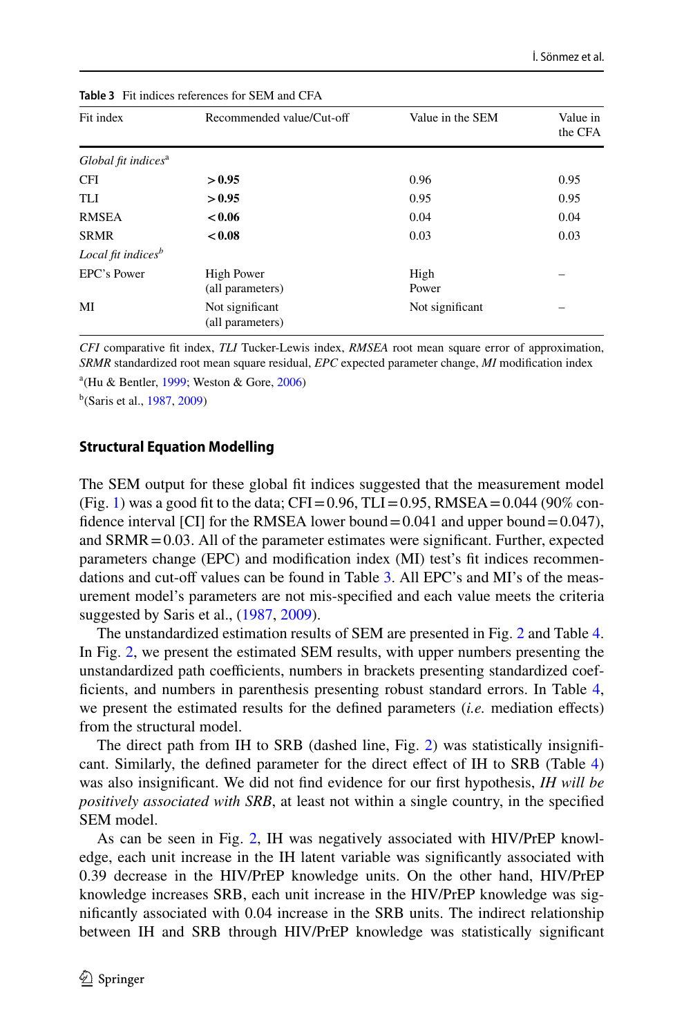**Table 3** Fit indices references for SEM and CFA

| Fit index | Recommended value/Cut-off | Value in the SEM | Value in the CFA |
|---|---|---|---|
| *Global fit indices*[a] | | | |
| CFI | **> 0.95** | 0.96 | 0.95 |
| TLI | **> 0.95** | 0.95 | 0.95 |
| RMSEA | **< 0.06** | 0.04 | 0.04 |
| SRMR | **< 0.08** | 0.03 | 0.03 |
| *Local fit indices*[b] | | | |
| EPC's Power | High Power (all parameters) | High Power | – |
| MI | Not significant (all parameters) | Not significant | – |

*CFI* comparative fit index, *TLI* Tucker-Lewis index, *RMSEA* root mean square error of approximation, *SRMR* standardized root mean square residual, *EPC* expected parameter change, *MI* modification index

[a](Hu & Bentler, 1999; Weston & Gore, 2006)

[b](Saris et al., 1987, 2009)

### Structural Equation Modelling

The SEM output for these global fit indices suggested that the measurement model (Fig. 1) was a good fit to the data; CFI = 0.96, TLI = 0.95, RMSEA = 0.044 (90% confidence interval [CI] for the RMSEA lower bound = 0.041 and upper bound = 0.047), and SRMR = 0.03. All of the parameter estimates were significant. Further, expected parameters change (EPC) and modification index (MI) test's fit indices recommendations and cut-off values can be found in Table 3. All EPC's and MI's of the measurement model's parameters are not mis-specified and each value meets the criteria suggested by Saris et al., (1987, 2009).

The unstandardized estimation results of SEM are presented in Fig. 2 and Table 4. In Fig. 2, we present the estimated SEM results, with upper numbers presenting the unstandardized path coefficients, numbers in brackets presenting standardized coefficients, and numbers in parenthesis presenting robust standard errors. In Table 4, we present the estimated results for the defined parameters (*i.e.* mediation effects) from the structural model.

The direct path from IH to SRB (dashed line, Fig. 2) was statistically insignificant. Similarly, the defined parameter for the direct effect of IH to SRB (Table 4) was also insignificant. We did not find evidence for our first hypothesis, *IH will be positively associated with SRB*, at least not within a single country, in the specified SEM model.

As can be seen in Fig. 2, IH was negatively associated with HIV/PrEP knowledge, each unit increase in the IH latent variable was significantly associated with 0.39 decrease in the HIV/PrEP knowledge units. On the other hand, HIV/PrEP knowledge increases SRB, each unit increase in the HIV/PrEP knowledge was significantly associated with 0.04 increase in the SRB units. The indirect relationship between IH and SRB through HIV/PrEP knowledge was statistically significant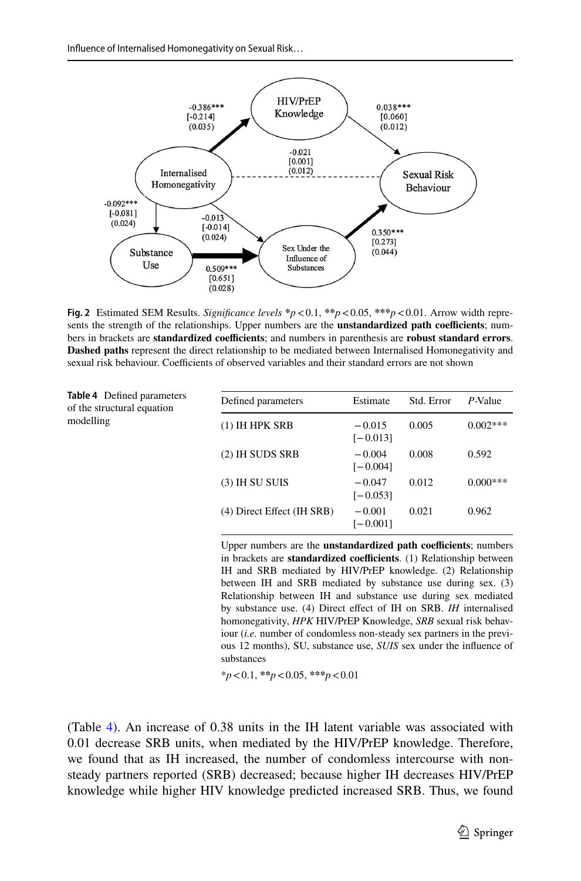**Fig. 2** Estimated SEM Results. *Significance levels* *$p < 0.1$, **$p < 0.05$, ***$p < 0.01$. Arrow width represents the strength of the relationships. Upper numbers are the **unstandardized path coefficients**; numbers in brackets are **standardized coefficients**; and numbers in parenthesis are **robust standard errors**. **Dashed paths** represent the direct relationship to be mediated between Internalised Homonegativity and sexual risk behaviour. Coefficients of observed variables and their standard errors are not shown

**Table 4** Defined parameters of the structural equation modelling

| Defined parameters | Estimate | Std. Error | *P*-Value |
|---|---|---|---|
| (1) IH HPK SRB | −0.015 [−0.013] | 0.005 | 0.002*** |
| (2) IH SUDS SRB | −0.004 [−0.004] | 0.008 | 0.592 |
| (3) IH SU SUIS | −0.047 [−0.053] | 0.012 | 0.000*** |
| (4) Direct Effect (IH SRB) | −0.001 [−0.001] | 0.021 | 0.962 |

Upper numbers are the **unstandardized path coefficients**; numbers in brackets are **standardized coefficients**. (1) Relationship between IH and SRB mediated by HIV/PrEP knowledge. (2) Relationship between IH and SRB mediated by substance use during sex. (3) Relationship between IH and substance use during sex mediated by substance use. (4) Direct effect of IH on SRB. *IH* internalised homonegativity, *HPK* HIV/PrEP Knowledge, *SRB* sexual risk behaviour (*i.e.* number of condomless non-steady sex partners in the previous 12 months), SU, substance use, *SUIS* sex under the influence of substances

*$p < 0.1$, **$p < 0.05$, ***$p < 0.01$

(Table 4). An increase of 0.38 units in the IH latent variable was associated with 0.01 decrease SRB units, when mediated by the HIV/PrEP knowledge. Therefore, we found that as IH increased, the number of condomless intercourse with non-steady partners reported (SRB) decreased; because higher IH decreases HIV/PrEP knowledge while higher HIV knowledge predicted increased SRB. Thus, we found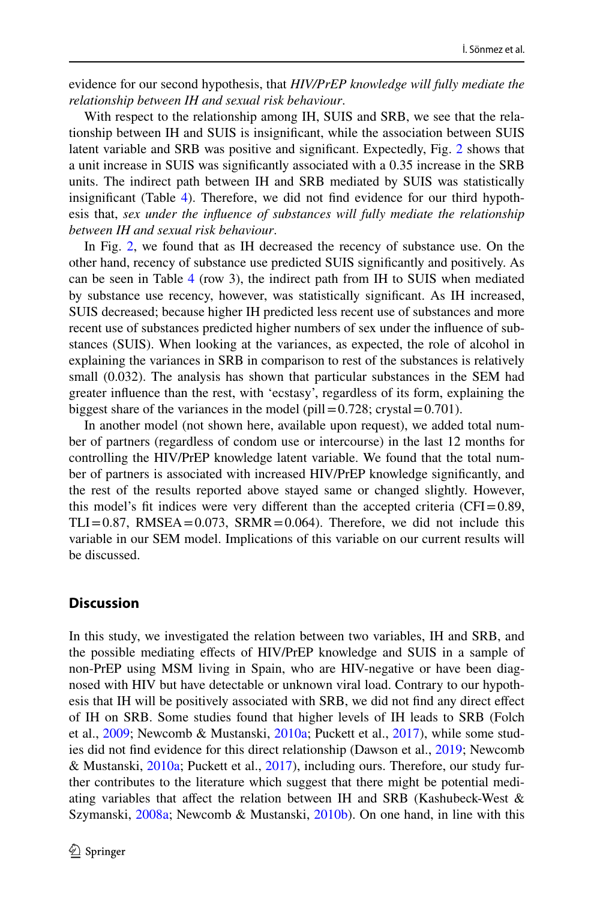evidence for our second hypothesis, that *HIV/PrEP knowledge will fully mediate the relationship between IH and sexual risk behaviour*.

With respect to the relationship among IH, SUIS and SRB, we see that the relationship between IH and SUIS is insignificant, while the association between SUIS latent variable and SRB was positive and significant. Expectedly, Fig. 2 shows that a unit increase in SUIS was significantly associated with a 0.35 increase in the SRB units. The indirect path between IH and SRB mediated by SUIS was statistically insignificant (Table 4). Therefore, we did not find evidence for our third hypothesis that, *sex under the influence of substances will fully mediate the relationship between IH and sexual risk behaviour*.

In Fig. 2, we found that as IH decreased the recency of substance use. On the other hand, recency of substance use predicted SUIS significantly and positively. As can be seen in Table 4 (row 3), the indirect path from IH to SUIS when mediated by substance use recency, however, was statistically significant. As IH increased, SUIS decreased; because higher IH predicted less recent use of substances and more recent use of substances predicted higher numbers of sex under the influence of substances (SUIS). When looking at the variances, as expected, the role of alcohol in explaining the variances in SRB in comparison to rest of the substances is relatively small (0.032). The analysis has shown that particular substances in the SEM had greater influence than the rest, with 'ecstasy', regardless of its form, explaining the biggest share of the variances in the model (pill = 0.728; crystal = 0.701).

In another model (not shown here, available upon request), we added total number of partners (regardless of condom use or intercourse) in the last 12 months for controlling the HIV/PrEP knowledge latent variable. We found that the total number of partners is associated with increased HIV/PrEP knowledge significantly, and the rest of the results reported above stayed same or changed slightly. However, this model's fit indices were very different than the accepted criteria (CFI = 0.89, TLI = 0.87, RMSEA = 0.073, SRMR = 0.064). Therefore, we did not include this variable in our SEM model. Implications of this variable on our current results will be discussed.

## Discussion

In this study, we investigated the relation between two variables, IH and SRB, and the possible mediating effects of HIV/PrEP knowledge and SUIS in a sample of non-PrEP using MSM living in Spain, who are HIV-negative or have been diagnosed with HIV but have detectable or unknown viral load. Contrary to our hypothesis that IH will be positively associated with SRB, we did not find any direct effect of IH on SRB. Some studies found that higher levels of IH leads to SRB (Folch et al., 2009; Newcomb & Mustanski, 2010a; Puckett et al., 2017), while some studies did not find evidence for this direct relationship (Dawson et al., 2019; Newcomb & Mustanski, 2010a; Puckett et al., 2017), including ours. Therefore, our study further contributes to the literature which suggest that there might be potential mediating variables that affect the relation between IH and SRB (Kashubeck-West & Szymanski, 2008a; Newcomb & Mustanski, 2010b). On one hand, in line with this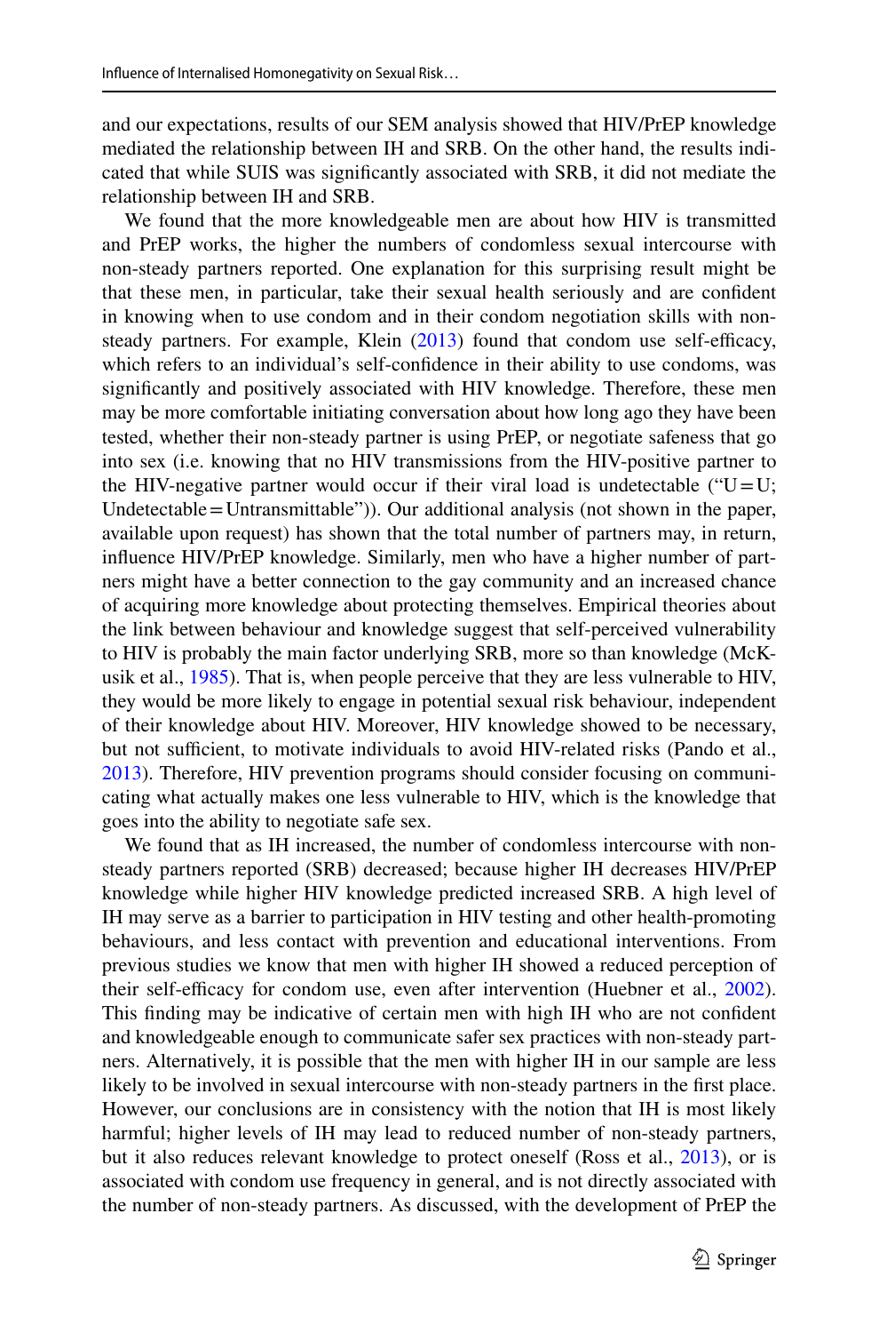and our expectations, results of our SEM analysis showed that HIV/PrEP knowledge mediated the relationship between IH and SRB. On the other hand, the results indicated that while SUIS was significantly associated with SRB, it did not mediate the relationship between IH and SRB.

We found that the more knowledgeable men are about how HIV is transmitted and PrEP works, the higher the numbers of condomless sexual intercourse with non-steady partners reported. One explanation for this surprising result might be that these men, in particular, take their sexual health seriously and are confident in knowing when to use condom and in their condom negotiation skills with non-steady partners. For example, Klein (2013) found that condom use self-efficacy, which refers to an individual's self-confidence in their ability to use condoms, was significantly and positively associated with HIV knowledge. Therefore, these men may be more comfortable initiating conversation about how long ago they have been tested, whether their non-steady partner is using PrEP, or negotiate safeness that go into sex (i.e. knowing that no HIV transmissions from the HIV-positive partner to the HIV-negative partner would occur if their viral load is undetectable ("U = U; Undetectable = Untransmittable")). Our additional analysis (not shown in the paper, available upon request) has shown that the total number of partners may, in return, influence HIV/PrEP knowledge. Similarly, men who have a higher number of partners might have a better connection to the gay community and an increased chance of acquiring more knowledge about protecting themselves. Empirical theories about the link between behaviour and knowledge suggest that self-perceived vulnerability to HIV is probably the main factor underlying SRB, more so than knowledge (McKusik et al., 1985). That is, when people perceive that they are less vulnerable to HIV, they would be more likely to engage in potential sexual risk behaviour, independent of their knowledge about HIV. Moreover, HIV knowledge showed to be necessary, but not sufficient, to motivate individuals to avoid HIV-related risks (Pando et al., 2013). Therefore, HIV prevention programs should consider focusing on communicating what actually makes one less vulnerable to HIV, which is the knowledge that goes into the ability to negotiate safe sex.

We found that as IH increased, the number of condomless intercourse with non-steady partners reported (SRB) decreased; because higher IH decreases HIV/PrEP knowledge while higher HIV knowledge predicted increased SRB. A high level of IH may serve as a barrier to participation in HIV testing and other health-promoting behaviours, and less contact with prevention and educational interventions. From previous studies we know that men with higher IH showed a reduced perception of their self-efficacy for condom use, even after intervention (Huebner et al., 2002). This finding may be indicative of certain men with high IH who are not confident and knowledgeable enough to communicate safer sex practices with non-steady partners. Alternatively, it is possible that the men with higher IH in our sample are less likely to be involved in sexual intercourse with non-steady partners in the first place. However, our conclusions are in consistency with the notion that IH is most likely harmful; higher levels of IH may lead to reduced number of non-steady partners, but it also reduces relevant knowledge to protect oneself (Ross et al., 2013), or is associated with condom use frequency in general, and is not directly associated with the number of non-steady partners. As discussed, with the development of PrEP the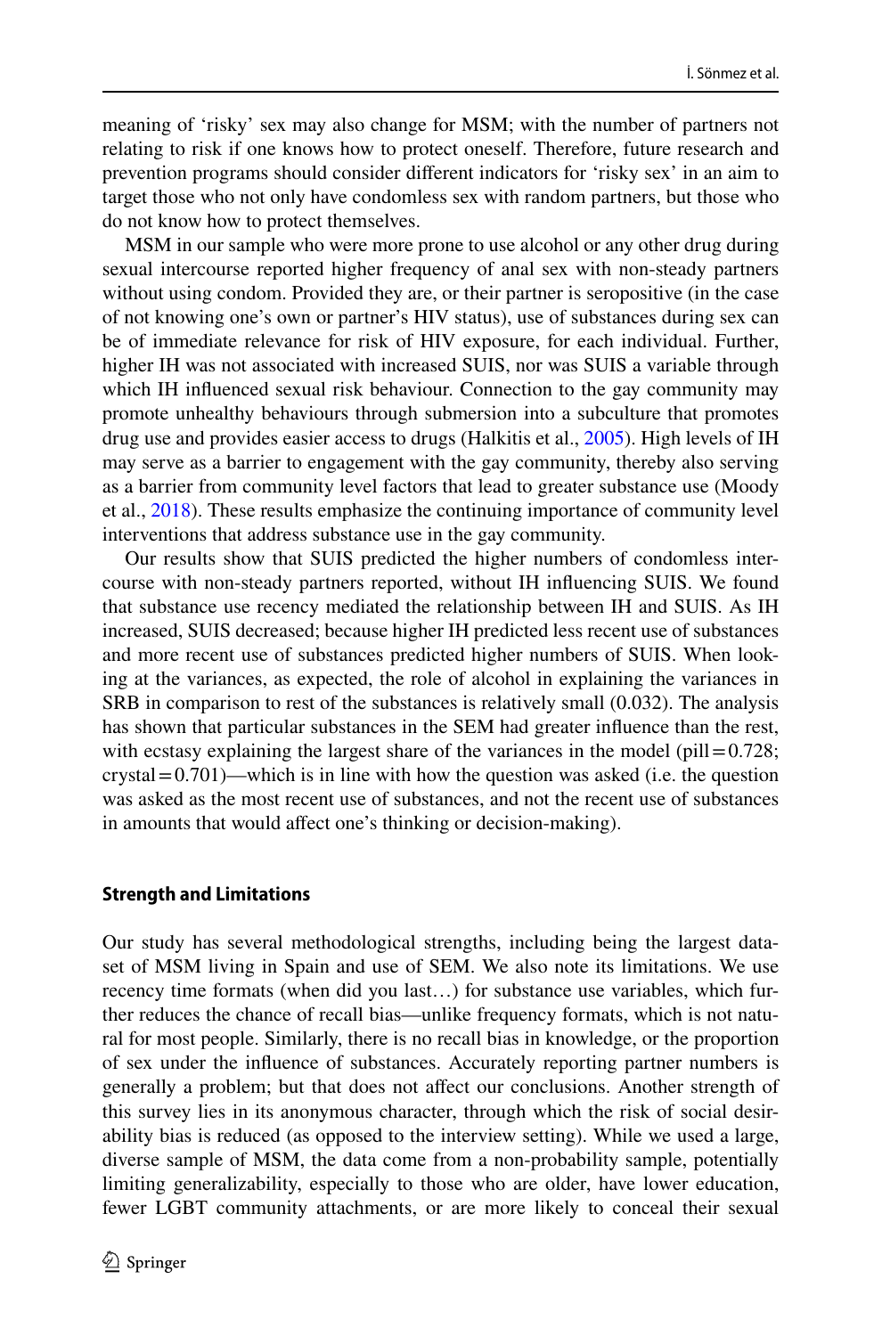meaning of 'risky' sex may also change for MSM; with the number of partners not relating to risk if one knows how to protect oneself. Therefore, future research and prevention programs should consider different indicators for 'risky sex' in an aim to target those who not only have condomless sex with random partners, but those who do not know how to protect themselves.

MSM in our sample who were more prone to use alcohol or any other drug during sexual intercourse reported higher frequency of anal sex with non-steady partners without using condom. Provided they are, or their partner is seropositive (in the case of not knowing one's own or partner's HIV status), use of substances during sex can be of immediate relevance for risk of HIV exposure, for each individual. Further, higher IH was not associated with increased SUIS, nor was SUIS a variable through which IH influenced sexual risk behaviour. Connection to the gay community may promote unhealthy behaviours through submersion into a subculture that promotes drug use and provides easier access to drugs (Halkitis et al., 2005). High levels of IH may serve as a barrier to engagement with the gay community, thereby also serving as a barrier from community level factors that lead to greater substance use (Moody et al., 2018). These results emphasize the continuing importance of community level interventions that address substance use in the gay community.

Our results show that SUIS predicted the higher numbers of condomless intercourse with non-steady partners reported, without IH influencing SUIS. We found that substance use recency mediated the relationship between IH and SUIS. As IH increased, SUIS decreased; because higher IH predicted less recent use of substances and more recent use of substances predicted higher numbers of SUIS. When looking at the variances, as expected, the role of alcohol in explaining the variances in SRB in comparison to rest of the substances is relatively small (0.032). The analysis has shown that particular substances in the SEM had greater influence than the rest, with ecstasy explaining the largest share of the variances in the model (pill = 0.728; crystal = 0.701)—which is in line with how the question was asked (i.e. the question was asked as the most recent use of substances, and not the recent use of substances in amounts that would affect one's thinking or decision-making).

## Strength and Limitations

Our study has several methodological strengths, including being the largest dataset of MSM living in Spain and use of SEM. We also note its limitations. We use recency time formats (when did you last…) for substance use variables, which further reduces the chance of recall bias—unlike frequency formats, which is not natural for most people. Similarly, there is no recall bias in knowledge, or the proportion of sex under the influence of substances. Accurately reporting partner numbers is generally a problem; but that does not affect our conclusions. Another strength of this survey lies in its anonymous character, through which the risk of social desirability bias is reduced (as opposed to the interview setting). While we used a large, diverse sample of MSM, the data come from a non-probability sample, potentially limiting generalizability, especially to those who are older, have lower education, fewer LGBT community attachments, or are more likely to conceal their sexual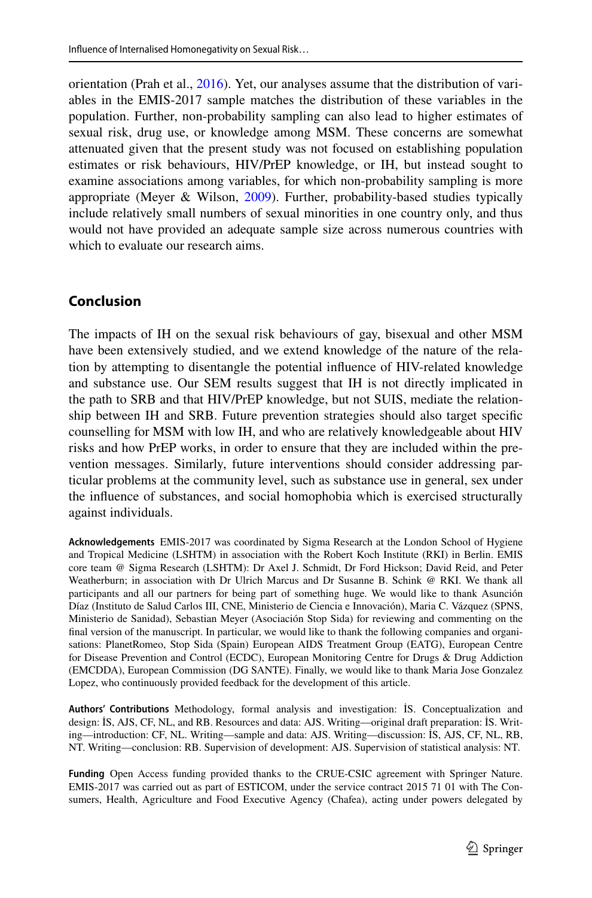orientation (Prah et al., 2016). Yet, our analyses assume that the distribution of variables in the EMIS-2017 sample matches the distribution of these variables in the population. Further, non-probability sampling can also lead to higher estimates of sexual risk, drug use, or knowledge among MSM. These concerns are somewhat attenuated given that the present study was not focused on establishing population estimates or risk behaviours, HIV/PrEP knowledge, or IH, but instead sought to examine associations among variables, for which non-probability sampling is more appropriate (Meyer & Wilson, 2009). Further, probability-based studies typically include relatively small numbers of sexual minorities in one country only, and thus would not have provided an adequate sample size across numerous countries with which to evaluate our research aims.

## Conclusion

The impacts of IH on the sexual risk behaviours of gay, bisexual and other MSM have been extensively studied, and we extend knowledge of the nature of the relation by attempting to disentangle the potential influence of HIV-related knowledge and substance use. Our SEM results suggest that IH is not directly implicated in the path to SRB and that HIV/PrEP knowledge, but not SUIS, mediate the relationship between IH and SRB. Future prevention strategies should also target specific counselling for MSM with low IH, and who are relatively knowledgeable about HIV risks and how PrEP works, in order to ensure that they are included within the prevention messages. Similarly, future interventions should consider addressing particular problems at the community level, such as substance use in general, sex under the influence of substances, and social homophobia which is exercised structurally against individuals.

**Acknowledgements** EMIS-2017 was coordinated by Sigma Research at the London School of Hygiene and Tropical Medicine (LSHTM) in association with the Robert Koch Institute (RKI) in Berlin. EMIS core team @ Sigma Research (LSHTM): Dr Axel J. Schmidt, Dr Ford Hickson; David Reid, and Peter Weatherburn; in association with Dr Ulrich Marcus and Dr Susanne B. Schink @ RKI. We thank all participants and all our partners for being part of something huge. We would like to thank Asunción Díaz (Instituto de Salud Carlos III, CNE, Ministerio de Ciencia e Innovación), Maria C. Vázquez (SPNS, Ministerio de Sanidad), Sebastian Meyer (Asociación Stop Sida) for reviewing and commenting on the final version of the manuscript. In particular, we would like to thank the following companies and organisations: PlanetRomeo, Stop Sida (Spain) European AIDS Treatment Group (EATG), European Centre for Disease Prevention and Control (ECDC), European Monitoring Centre for Drugs & Drug Addiction (EMCDDA), European Commission (DG SANTE). Finally, we would like to thank Maria Jose Gonzalez Lopez, who continuously provided feedback for the development of this article.

**Authors' Contributions** Methodology, formal analysis and investigation: İS. Conceptualization and design: İS, AJS, CF, NL, and RB. Resources and data: AJS. Writing—original draft preparation: İS. Writing—introduction: CF, NL. Writing—sample and data: AJS. Writing—discussion: İS, AJS, CF, NL, RB, NT. Writing—conclusion: RB. Supervision of development: AJS. Supervision of statistical analysis: NT.

**Funding** Open Access funding provided thanks to the CRUE-CSIC agreement with Springer Nature. EMIS-2017 was carried out as part of ESTICOM, under the service contract 2015 71 01 with The Consumers, Health, Agriculture and Food Executive Agency (Chafea), acting under powers delegated by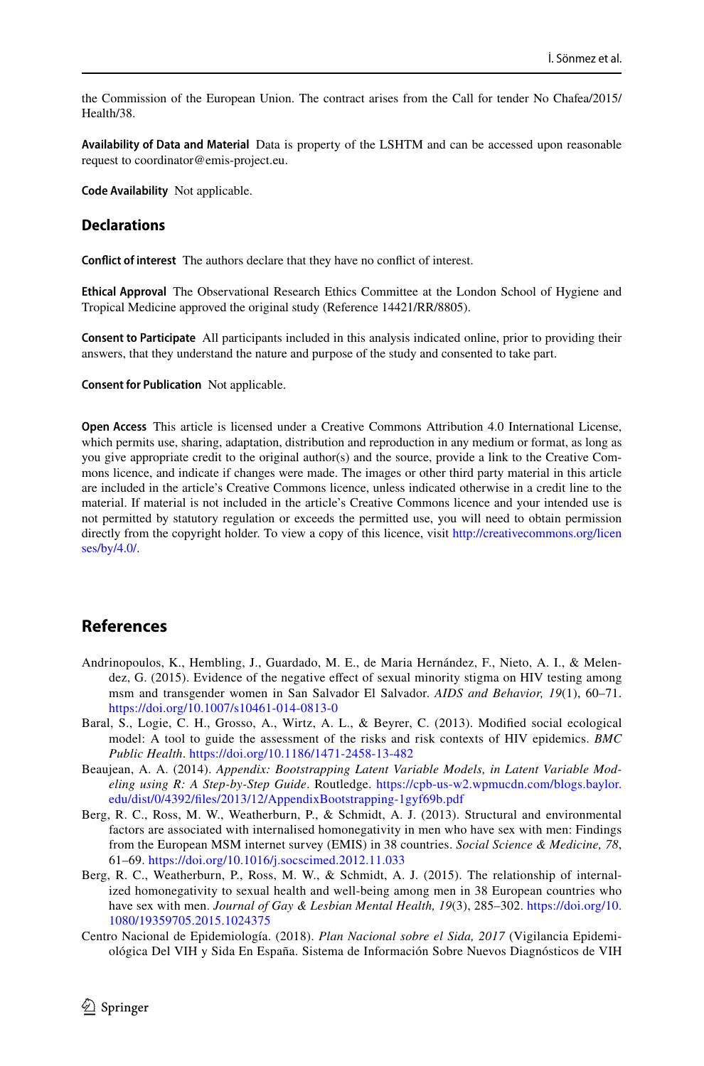the Commission of the European Union. The contract arises from the Call for tender No Chafea/2015/Health/38.

**Availability of Data and Material** Data is property of the LSHTM and can be accessed upon reasonable request to coordinator@emis-project.eu.

**Code Availability** Not applicable.

## Declarations

**Conflict of interest** The authors declare that they have no conflict of interest.

**Ethical Approval** The Observational Research Ethics Committee at the London School of Hygiene and Tropical Medicine approved the original study (Reference 14421/RR/8805).

**Consent to Participate** All participants included in this analysis indicated online, prior to providing their answers, that they understand the nature and purpose of the study and consented to take part.

**Consent for Publication** Not applicable.

**Open Access** This article is licensed under a Creative Commons Attribution 4.0 International License, which permits use, sharing, adaptation, distribution and reproduction in any medium or format, as long as you give appropriate credit to the original author(s) and the source, provide a link to the Creative Commons licence, and indicate if changes were made. The images or other third party material in this article are included in the article's Creative Commons licence, unless indicated otherwise in a credit line to the material. If material is not included in the article's Creative Commons licence and your intended use is not permitted by statutory regulation or exceeds the permitted use, you will need to obtain permission directly from the copyright holder. To view a copy of this licence, visit http://creativecommons.org/licenses/by/4.0/.

## References

Andrinopoulos, K., Hembling, J., Guardado, M. E., de Maria Hernández, F., Nieto, A. I., & Melendez, G. (2015). Evidence of the negative effect of sexual minority stigma on HIV testing among msm and transgender women in San Salvador El Salvador. *AIDS and Behavior, 19*(1), 60–71. https://doi.org/10.1007/s10461-014-0813-0

Baral, S., Logie, C. H., Grosso, A., Wirtz, A. L., & Beyrer, C. (2013). Modified social ecological model: A tool to guide the assessment of the risks and risk contexts of HIV epidemics. *BMC Public Health*. https://doi.org/10.1186/1471-2458-13-482

Beaujean, A. A. (2014). *Appendix: Bootstrapping Latent Variable Models, in Latent Variable Modeling using R: A Step-by-Step Guide*. Routledge. https://cpb-us-w2.wpmucdn.com/blogs.baylor.edu/dist/0/4392/files/2013/12/AppendixBootstrapping-1gyf69b.pdf

Berg, R. C., Ross, M. W., Weatherburn, P., & Schmidt, A. J. (2013). Structural and environmental factors are associated with internalised homonegativity in men who have sex with men: Findings from the European MSM internet survey (EMIS) in 38 countries. *Social Science & Medicine, 78*, 61–69. https://doi.org/10.1016/j.socscimed.2012.11.033

Berg, R. C., Weatherburn, P., Ross, M. W., & Schmidt, A. J. (2015). The relationship of internalized homonegativity to sexual health and well-being among men in 38 European countries who have sex with men. *Journal of Gay & Lesbian Mental Health, 19*(3), 285–302. https://doi.org/10.1080/19359705.2015.1024375

Centro Nacional de Epidemiología. (2018). *Plan Nacional sobre el Sida, 2017* (Vigilancia Epidemiológica Del VIH y Sida En España. Sistema de Información Sobre Nuevos Diagnósticos de VIH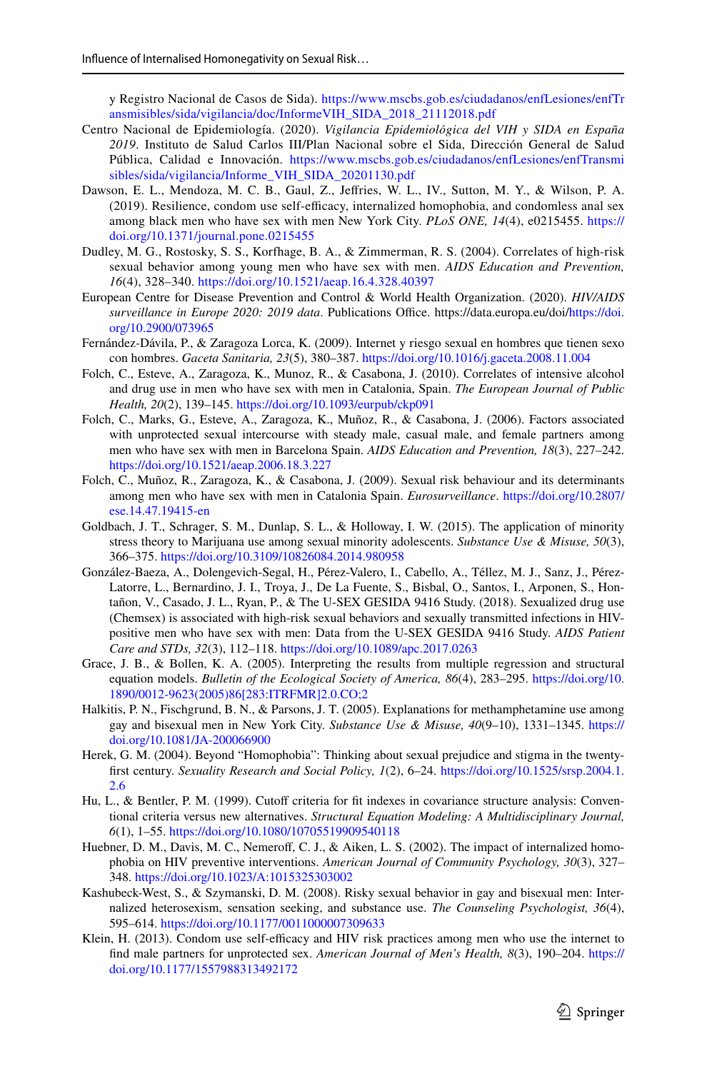y Registro Nacional de Casos de Sida). https://www.mscbs.gob.es/ciudadanos/enfLesiones/enfTransmisibles/sida/vigilancia/doc/InformeVIH_SIDA_2018_21112018.pdf

Centro Nacional de Epidemiología. (2020). *Vigilancia Epidemiológica del VIH y SIDA en España 2019*. Instituto de Salud Carlos III/Plan Nacional sobre el Sida, Dirección General de Salud Pública, Calidad e Innovación. https://www.mscbs.gob.es/ciudadanos/enfLesiones/enfTransmisibles/sida/vigilancia/Informe_VIH_SIDA_20201130.pdf

Dawson, E. L., Mendoza, M. C. B., Gaul, Z., Jeffries, W. L., IV., Sutton, M. Y., & Wilson, P. A. (2019). Resilience, condom use self-efficacy, internalized homophobia, and condomless anal sex among black men who have sex with men New York City. *PLoS ONE, 14*(4), e0215455. https://doi.org/10.1371/journal.pone.0215455

Dudley, M. G., Rostosky, S. S., Korfhage, B. A., & Zimmerman, R. S. (2004). Correlates of high-risk sexual behavior among young men who have sex with men. *AIDS Education and Prevention, 16*(4), 328–340. https://doi.org/10.1521/aeap.16.4.328.40397

European Centre for Disease Prevention and Control & World Health Organization. (2020). *HIV/AIDS surveillance in Europe 2020: 2019 data*. Publications Office. https://data.europa.eu/doi/https://doi.org/10.2900/073965

Fernández-Dávila, P., & Zaragoza Lorca, K. (2009). Internet y riesgo sexual en hombres que tienen sexo con hombres. *Gaceta Sanitaria, 23*(5), 380–387. https://doi.org/10.1016/j.gaceta.2008.11.004

Folch, C., Esteve, A., Zaragoza, K., Munoz, R., & Casabona, J. (2010). Correlates of intensive alcohol and drug use in men who have sex with men in Catalonia, Spain. *The European Journal of Public Health, 20*(2), 139–145. https://doi.org/10.1093/eurpub/ckp091

Folch, C., Marks, G., Esteve, A., Zaragoza, K., Muñoz, R., & Casabona, J. (2006). Factors associated with unprotected sexual intercourse with steady male, casual male, and female partners among men who have sex with men in Barcelona Spain. *AIDS Education and Prevention, 18*(3), 227–242. https://doi.org/10.1521/aeap.2006.18.3.227

Folch, C., Muñoz, R., Zaragoza, K., & Casabona, J. (2009). Sexual risk behaviour and its determinants among men who have sex with men in Catalonia Spain. *Eurosurveillance*. https://doi.org/10.2807/ese.14.47.19415-en

Goldbach, J. T., Schrager, S. M., Dunlap, S. L., & Holloway, I. W. (2015). The application of minority stress theory to Marijuana use among sexual minority adolescents. *Substance Use & Misuse, 50*(3), 366–375. https://doi.org/10.3109/10826084.2014.980958

González-Baeza, A., Dolengevich-Segal, H., Pérez-Valero, I., Cabello, A., Téllez, M. J., Sanz, J., Pérez-Latorre, L., Bernardino, J. I., Troya, J., De La Fuente, S., Bisbal, O., Santos, I., Arponen, S., Hontañon, V., Casado, J. L., Ryan, P., & The U-SEX GESIDA 9416 Study. (2018). Sexualized drug use (Chemsex) is associated with high-risk sexual behaviors and sexually transmitted infections in HIV-positive men who have sex with men: Data from the U-SEX GESIDA 9416 Study. *AIDS Patient Care and STDs, 32*(3), 112–118. https://doi.org/10.1089/apc.2017.0263

Grace, J. B., & Bollen, K. A. (2005). Interpreting the results from multiple regression and structural equation models. *Bulletin of the Ecological Society of America, 86*(4), 283–295. https://doi.org/10.1890/0012-9623(2005)86[283:ITRFMR]2.0.CO;2

Halkitis, P. N., Fischgrund, B. N., & Parsons, J. T. (2005). Explanations for methamphetamine use among gay and bisexual men in New York City. *Substance Use & Misuse, 40*(9–10), 1331–1345. https://doi.org/10.1081/JA-200066900

Herek, G. M. (2004). Beyond "Homophobia": Thinking about sexual prejudice and stigma in the twenty-first century. *Sexuality Research and Social Policy, 1*(2), 6–24. https://doi.org/10.1525/srsp.2004.1.2.6

Hu, L., & Bentler, P. M. (1999). Cutoff criteria for fit indexes in covariance structure analysis: Conventional criteria versus new alternatives. *Structural Equation Modeling: A Multidisciplinary Journal, 6*(1), 1–55. https://doi.org/10.1080/10705519909540118

Huebner, D. M., Davis, M. C., Nemeroff, C. J., & Aiken, L. S. (2002). The impact of internalized homophobia on HIV preventive interventions. *American Journal of Community Psychology, 30*(3), 327–348. https://doi.org/10.1023/A:1015325303002

Kashubeck-West, S., & Szymanski, D. M. (2008). Risky sexual behavior in gay and bisexual men: Internalized heterosexism, sensation seeking, and substance use. *The Counseling Psychologist, 36*(4), 595–614. https://doi.org/10.1177/0011000007309633

Klein, H. (2013). Condom use self-efficacy and HIV risk practices among men who use the internet to find male partners for unprotected sex. *American Journal of Men's Health, 8*(3), 190–204. https://doi.org/10.1177/1557988313492172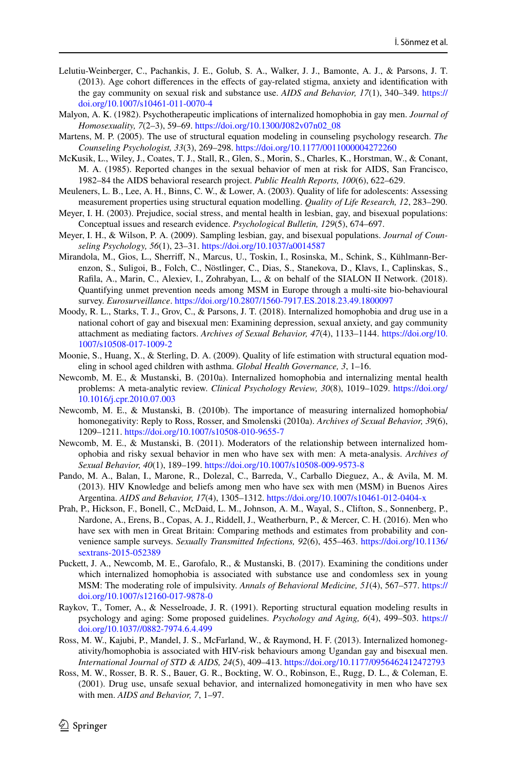Lelutiu-Weinberger, C., Pachankis, J. E., Golub, S. A., Walker, J. J., Bamonte, A. J., & Parsons, J. T. (2013). Age cohort differences in the effects of gay-related stigma, anxiety and identification with the gay community on sexual risk and substance use. *AIDS and Behavior, 17*(1), 340–349. https://doi.org/10.1007/s10461-011-0070-4

Malyon, A. K. (1982). Psychotherapeutic implications of internalized homophobia in gay men. *Journal of Homosexuality, 7*(2–3), 59–69. https://doi.org/10.1300/J082v07n02_08

Martens, M. P. (2005). The use of structural equation modeling in counseling psychology research. *The Counseling Psychologist, 33*(3), 269–298. https://doi.org/10.1177/0011000004272260

McKusik, L., Wiley, J., Coates, T. J., Stall, R., Glen, S., Morin, S., Charles, K., Horstman, W., & Conant, M. A. (1985). Reported changes in the sexual behavior of men at risk for AIDS, San Francisco, 1982–84 the AIDS behavioral research project. *Public Health Reports, 100*(6), 622–629.

Meuleners, L. B., Lee, A. H., Binns, C. W., & Lower, A. (2003). Quality of life for adolescents: Assessing measurement properties using structural equation modelling. *Quality of Life Research, 12*, 283–290.

Meyer, I. H. (2003). Prejudice, social stress, and mental health in lesbian, gay, and bisexual populations: Conceptual issues and research evidence. *Psychological Bulletin, 129*(5), 674–697.

Meyer, I. H., & Wilson, P. A. (2009). Sampling lesbian, gay, and bisexual populations. *Journal of Counseling Psychology, 56*(1), 23–31. https://doi.org/10.1037/a0014587

Mirandola, M., Gios, L., Sherriff, N., Marcus, U., Toskin, I., Rosinska, M., Schink, S., Kühlmann-Berenzon, S., Suligoi, B., Folch, C., Nöstlinger, C., Dias, S., Stanekova, D., Klavs, I., Caplinskas, S., Rafila, A., Marin, C., Alexiev, I., Zohrabyan, L., & on behalf of the SIALON II Network. (2018). Quantifying unmet prevention needs among MSM in Europe through a multi-site bio-behavioural survey. *Eurosurveillance*. https://doi.org/10.2807/1560-7917.ES.2018.23.49.1800097

Moody, R. L., Starks, T. J., Grov, C., & Parsons, J. T. (2018). Internalized homophobia and drug use in a national cohort of gay and bisexual men: Examining depression, sexual anxiety, and gay community attachment as mediating factors. *Archives of Sexual Behavior, 47*(4), 1133–1144. https://doi.org/10.1007/s10508-017-1009-2

Moonie, S., Huang, X., & Sterling, D. A. (2009). Quality of life estimation with structural equation modeling in school aged children with asthma. *Global Health Governance, 3*, 1–16.

Newcomb, M. E., & Mustanski, B. (2010a). Internalized homophobia and internalizing mental health problems: A meta-analytic review. *Clinical Psychology Review, 30*(8), 1019–1029. https://doi.org/10.1016/j.cpr.2010.07.003

Newcomb, M. E., & Mustanski, B. (2010b). The importance of measuring internalized homophobia/homonegativity: Reply to Ross, Rosser, and Smolenski (2010a). *Archives of Sexual Behavior, 39*(6), 1209–1211. https://doi.org/10.1007/s10508-010-9655-7

Newcomb, M. E., & Mustanski, B. (2011). Moderators of the relationship between internalized homophobia and risky sexual behavior in men who have sex with men: A meta-analysis. *Archives of Sexual Behavior, 40*(1), 189–199. https://doi.org/10.1007/s10508-009-9573-8

Pando, M. A., Balan, I., Marone, R., Dolezal, C., Barreda, V., Carballo Dieguez, A., & Avila, M. M. (2013). HIV Knowledge and beliefs among men who have sex with men (MSM) in Buenos Aires Argentina. *AIDS and Behavior, 17*(4), 1305–1312. https://doi.org/10.1007/s10461-012-0404-x

Prah, P., Hickson, F., Bonell, C., McDaid, L. M., Johnson, A. M., Wayal, S., Clifton, S., Sonnenberg, P., Nardone, A., Erens, B., Copas, A. J., Riddell, J., Weatherburn, P., & Mercer, C. H. (2016). Men who have sex with men in Great Britain: Comparing methods and estimates from probability and convenience sample surveys. *Sexually Transmitted Infections, 92*(6), 455–463. https://doi.org/10.1136/sextrans-2015-052389

Puckett, J. A., Newcomb, M. E., Garofalo, R., & Mustanski, B. (2017). Examining the conditions under which internalized homophobia is associated with substance use and condomless sex in young MSM: The moderating role of impulsivity. *Annals of Behavioral Medicine, 51*(4), 567–577. https://doi.org/10.1007/s12160-017-9878-0

Raykov, T., Tomer, A., & Nesselroade, J. R. (1991). Reporting structural equation modeling results in psychology and aging: Some proposed guidelines. *Psychology and Aging, 6*(4), 499–503. https://doi.org/10.1037//0882-7974.6.4.499

Ross, M. W., Kajubi, P., Mandel, J. S., McFarland, W., & Raymond, H. F. (2013). Internalized homonegativity/homophobia is associated with HIV-risk behaviours among Ugandan gay and bisexual men. *International Journal of STD & AIDS, 24*(5), 409–413. https://doi.org/10.1177/0956462412472793

Ross, M. W., Rosser, B. R. S., Bauer, G. R., Bockting, W. O., Robinson, E., Rugg, D. L., & Coleman, E. (2001). Drug use, unsafe sexual behavior, and internalized homonegativity in men who have sex with men. *AIDS and Behavior, 7*, 1–97.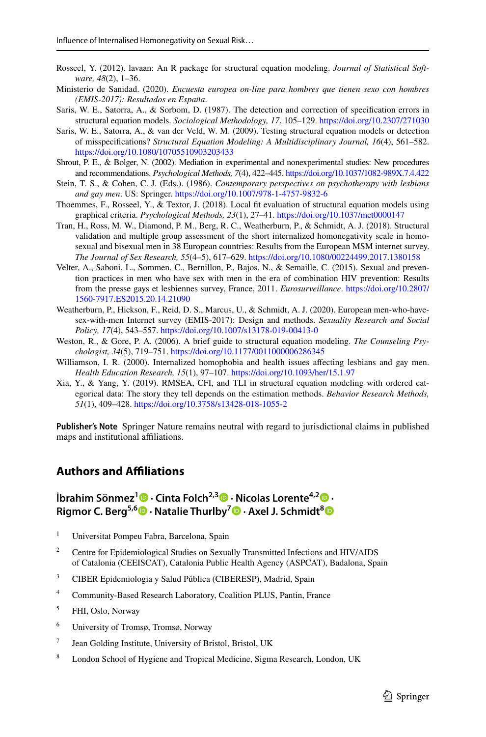Rosseel, Y. (2012). lavaan: An R package for structural equation modeling. *Journal of Statistical Software, 48*(2), 1–36.

Ministerio de Sanidad. (2020). *Encuesta europea on-line para hombres que tienen sexo con hombres (EMIS-2017): Resultados en España*.

Saris, W. E., Satorra, A., & Sorbom, D. (1987). The detection and correction of specification errors in structural equation models. *Sociological Methodology, 17*, 105–129. https://doi.org/10.2307/271030

Saris, W. E., Satorra, A., & van der Veld, W. M. (2009). Testing structural equation models or detection of misspecifications? *Structural Equation Modeling: A Multidisciplinary Journal, 16*(4), 561–582. https://doi.org/10.1080/10705510903203433

Shrout, P. E., & Bolger, N. (2002). Mediation in experimental and nonexperimental studies: New procedures and recommendations. *Psychological Methods, 7*(4), 422–445. https://doi.org/10.1037/1082-989X.7.4.422

Stein, T. S., & Cohen, C. J. (Eds.). (1986). *Contemporary perspectives on psychotherapy with lesbians and gay men*. US: Springer. https://doi.org/10.1007/978-1-4757-9832-6

Thoemmes, F., Rosseel, Y., & Textor, J. (2018). Local fit evaluation of structural equation models using graphical criteria. *Psychological Methods, 23*(1), 27–41. https://doi.org/10.1037/met0000147

Tran, H., Ross, M. W., Diamond, P. M., Berg, R. C., Weatherburn, P., & Schmidt, A. J. (2018). Structural validation and multiple group assessment of the short internalized homonegativity scale in homosexual and bisexual men in 38 European countries: Results from the European MSM internet survey. *The Journal of Sex Research, 55*(4–5), 617–629. https://doi.org/10.1080/00224499.2017.1380158

Velter, A., Saboni, L., Sommen, C., Bernillon, P., Bajos, N., & Semaille, C. (2015). Sexual and prevention practices in men who have sex with men in the era of combination HIV prevention: Results from the presse gays et lesbiennes survey, France, 2011. *Eurosurveillance*. https://doi.org/10.2807/1560-7917.ES2015.20.14.21090

Weatherburn, P., Hickson, F., Reid, D. S., Marcus, U., & Schmidt, A. J. (2020). European men-who-have-sex-with-men Internet survey (EMIS-2017): Design and methods. *Sexuality Research and Social Policy, 17*(4), 543–557. https://doi.org/10.1007/s13178-019-00413-0

Weston, R., & Gore, P. A. (2006). A brief guide to structural equation modeling. *The Counseling Psychologist, 34*(5), 719–751. https://doi.org/10.1177/0011000006286345

Williamson, I. R. (2000). Internalized homophobia and health issues affecting lesbians and gay men. *Health Education Research, 15*(1), 97–107. https://doi.org/10.1093/her/15.1.97

Xia, Y., & Yang, Y. (2019). RMSEA, CFI, and TLI in structural equation modeling with ordered categorical data: The story they tell depends on the estimation methods. *Behavior Research Methods, 51*(1), 409–428. https://doi.org/10.3758/s13428-018-1055-2

**Publisher's Note** Springer Nature remains neutral with regard to jurisdictional claims in published maps and institutional affiliations.

## Authors and Affiliations

**İbrahim Sönmez[1] · Cinta Folch[2,3] · Nicolas Lorente[4,2] · Rigmor C. Berg[5,6] · Natalie Thurlby[7] · Axel J. Schmidt[8]**

1. Universitat Pompeu Fabra, Barcelona, Spain
2. Centre for Epidemiological Studies on Sexually Transmitted Infections and HIV/AIDS of Catalonia (CEEISCAT), Catalonia Public Health Agency (ASPCAT), Badalona, Spain
3. CIBER Epidemiologia y Salud Pública (CIBERESP), Madrid, Spain
4. Community-Based Research Laboratory, Coalition PLUS, Pantin, France
5. FHI, Oslo, Norway
6. University of Tromsø, Tromsø, Norway
7. Jean Golding Institute, University of Bristol, Bristol, UK
8. London School of Hygiene and Tropical Medicine, Sigma Research, London, UK